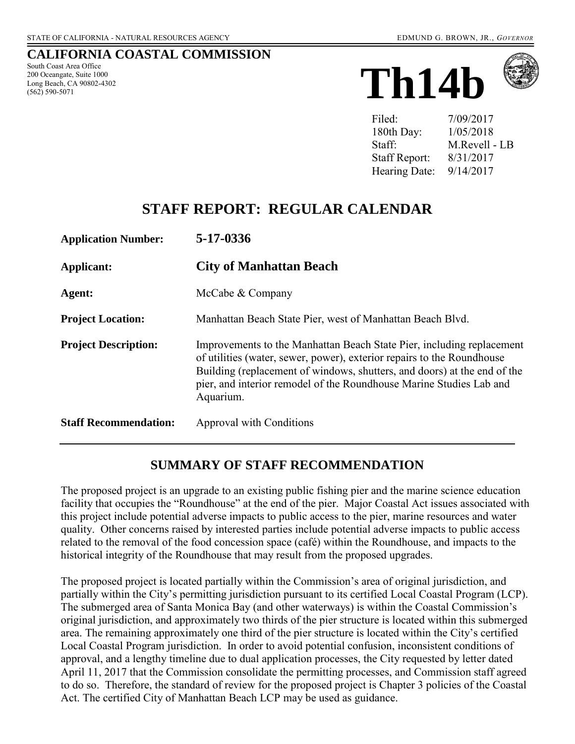STATE OF CALIFORNIA - NATURAL RESOURCES AGENCY EDMUND G. BROWN, JR., *GOVERNOR*

# CALIFORNIA COASTAL COMMISSION

South Coast Area Office
200 Oceangate, Suite 1000
Long Beach, CA 90802-4302
(562) 590-5071

# Th14b

| | |
|---|---|
| Filed: | 7/09/2017 |
| 180th Day: | 1/05/2018 |
| Staff: | M.Revell - LB |
| Staff Report: | 8/31/2017 |
| Hearing Date: | 9/14/2017 |

## STAFF REPORT: REGULAR CALENDAR

| | |
|---|---|
| **Application Number:** | **5-17-0336** |
| **Applicant:** | **City of Manhattan Beach** |
| **Agent:** | McCabe & Company |
| **Project Location:** | Manhattan Beach State Pier, west of Manhattan Beach Blvd. |
| **Project Description:** | Improvements to the Manhattan Beach State Pier, including replacement of utilities (water, sewer, power), exterior repairs to the Roundhouse Building (replacement of windows, shutters, and doors) at the end of the pier, and interior remodel of the Roundhouse Marine Studies Lab and Aquarium. |
| **Staff Recommendation:** | Approval with Conditions |

## SUMMARY OF STAFF RECOMMENDATION

The proposed project is an upgrade to an existing public fishing pier and the marine science education facility that occupies the "Roundhouse" at the end of the pier. Major Coastal Act issues associated with this project include potential adverse impacts to public access to the pier, marine resources and water quality. Other concerns raised by interested parties include potential adverse impacts to public access related to the removal of the food concession space (café) within the Roundhouse, and impacts to the historical integrity of the Roundhouse that may result from the proposed upgrades.

The proposed project is located partially within the Commission's area of original jurisdiction, and partially within the City's permitting jurisdiction pursuant to its certified Local Coastal Program (LCP). The submerged area of Santa Monica Bay (and other waterways) is within the Coastal Commission's original jurisdiction, and approximately two thirds of the pier structure is located within this submerged area. The remaining approximately one third of the pier structure is located within the City's certified Local Coastal Program jurisdiction. In order to avoid potential confusion, inconsistent conditions of approval, and a lengthy timeline due to dual application processes, the City requested by letter dated April 11, 2017 that the Commission consolidate the permitting processes, and Commission staff agreed to do so. Therefore, the standard of review for the proposed project is Chapter 3 policies of the Coastal Act. The certified City of Manhattan Beach LCP may be used as guidance.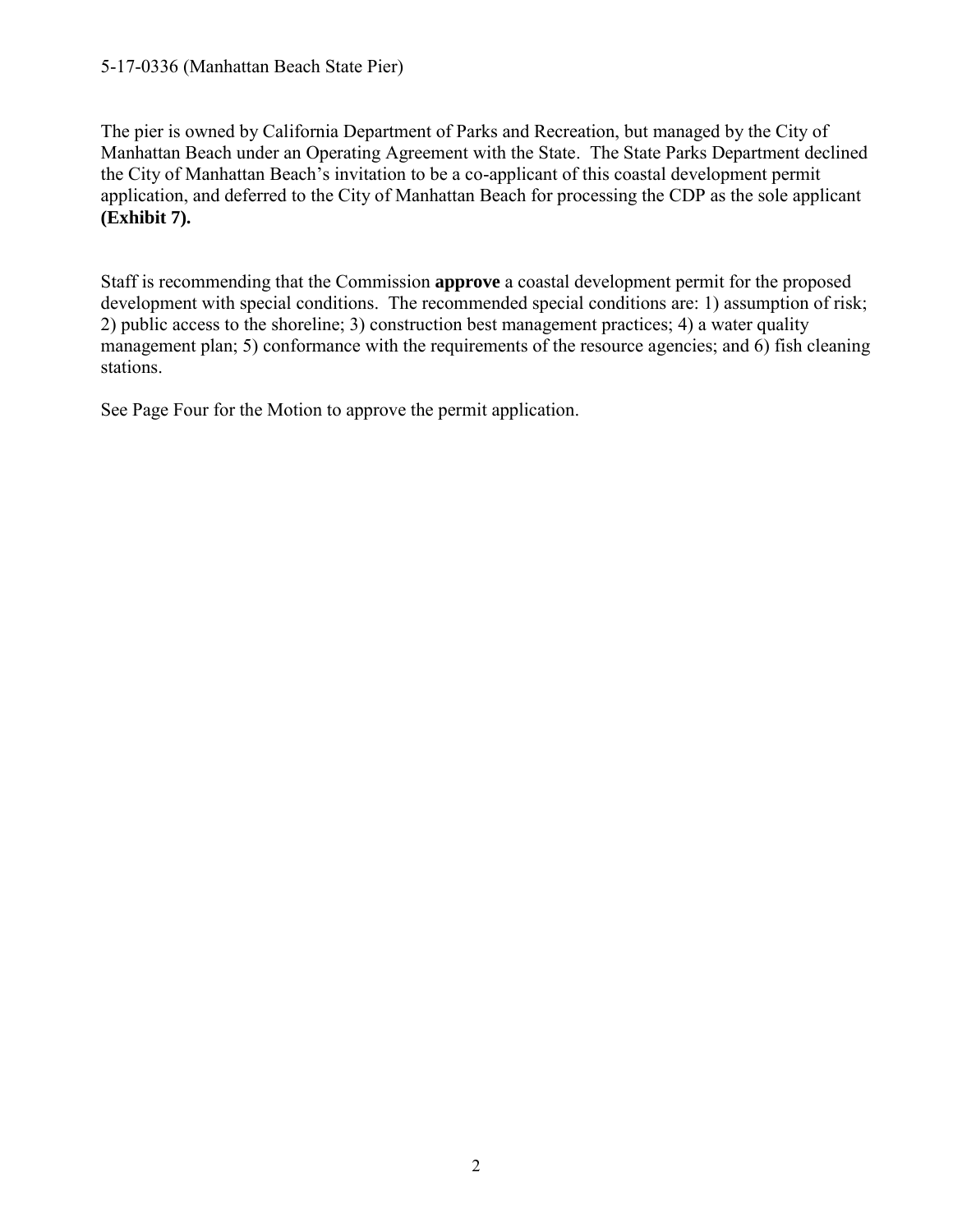The pier is owned by California Department of Parks and Recreation, but managed by the City of Manhattan Beach under an Operating Agreement with the State. The State Parks Department declined the City of Manhattan Beach's invitation to be a co-applicant of this coastal development permit application, and deferred to the City of Manhattan Beach for processing the CDP as the sole applicant **(Exhibit 7).**

Staff is recommending that the Commission **approve** a coastal development permit for the proposed development with special conditions. The recommended special conditions are: 1) assumption of risk; 2) public access to the shoreline; 3) construction best management practices; 4) a water quality management plan; 5) conformance with the requirements of the resource agencies; and 6) fish cleaning stations.

See Page Four for the Motion to approve the permit application.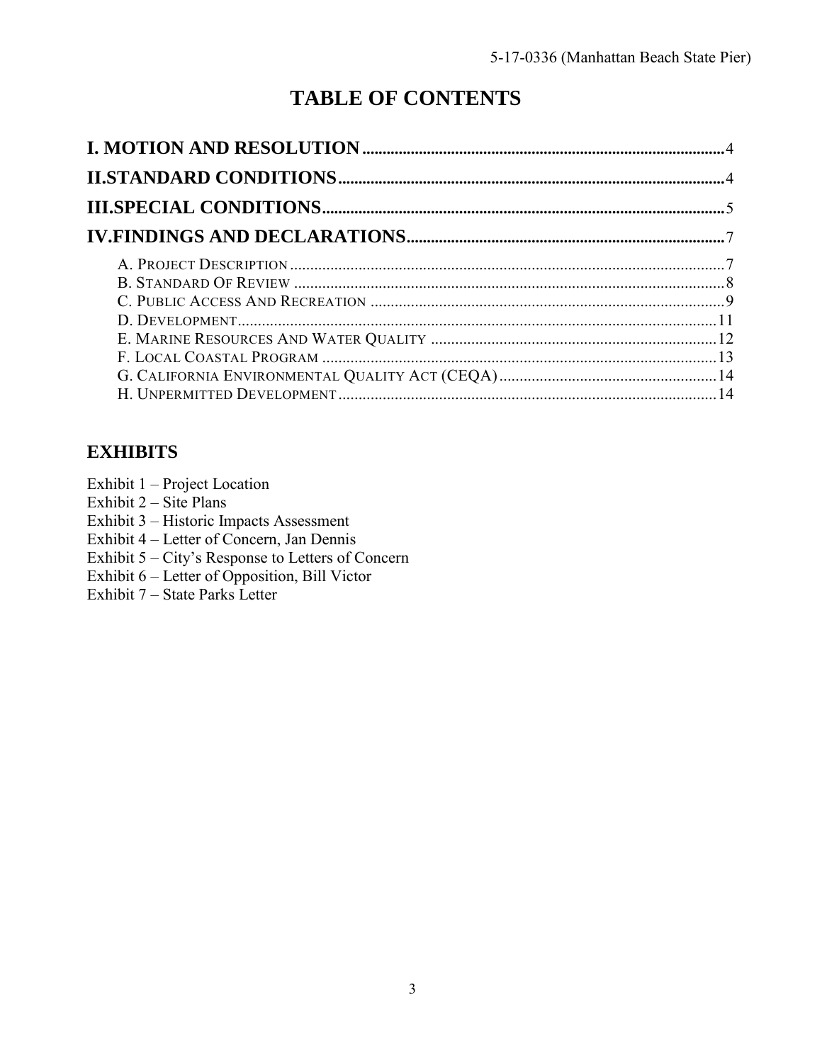# TABLE OF CONTENTS

**I. MOTION AND RESOLUTION** ........................................................................................ 4

**II. STANDARD CONDITIONS** ......................................................................................... 4

**III. SPECIAL CONDITIONS** ............................................................................................ 5

**IV. FINDINGS AND DECLARATIONS** ........................................................................... 7

A. Project Description ........................................................................................................ 7
B. Standard Of Review ........................................................................................................ 8
C. Public Access And Recreation ....................................................................................... 9
D. Development ................................................................................................................ 11
E. Marine Resources And Water Quality .......................................................................... 12
F. Local Coastal Program ................................................................................................. 13
G. California Environmental Quality Act (CEQA) ............................................................ 14
H. Unpermitted Development ............................................................................................ 14

## EXHIBITS

Exhibit 1 – Project Location
Exhibit 2 – Site Plans
Exhibit 3 – Historic Impacts Assessment
Exhibit 4 – Letter of Concern, Jan Dennis
Exhibit 5 – City's Response to Letters of Concern
Exhibit 6 – Letter of Opposition, Bill Victor
Exhibit 7 – State Parks Letter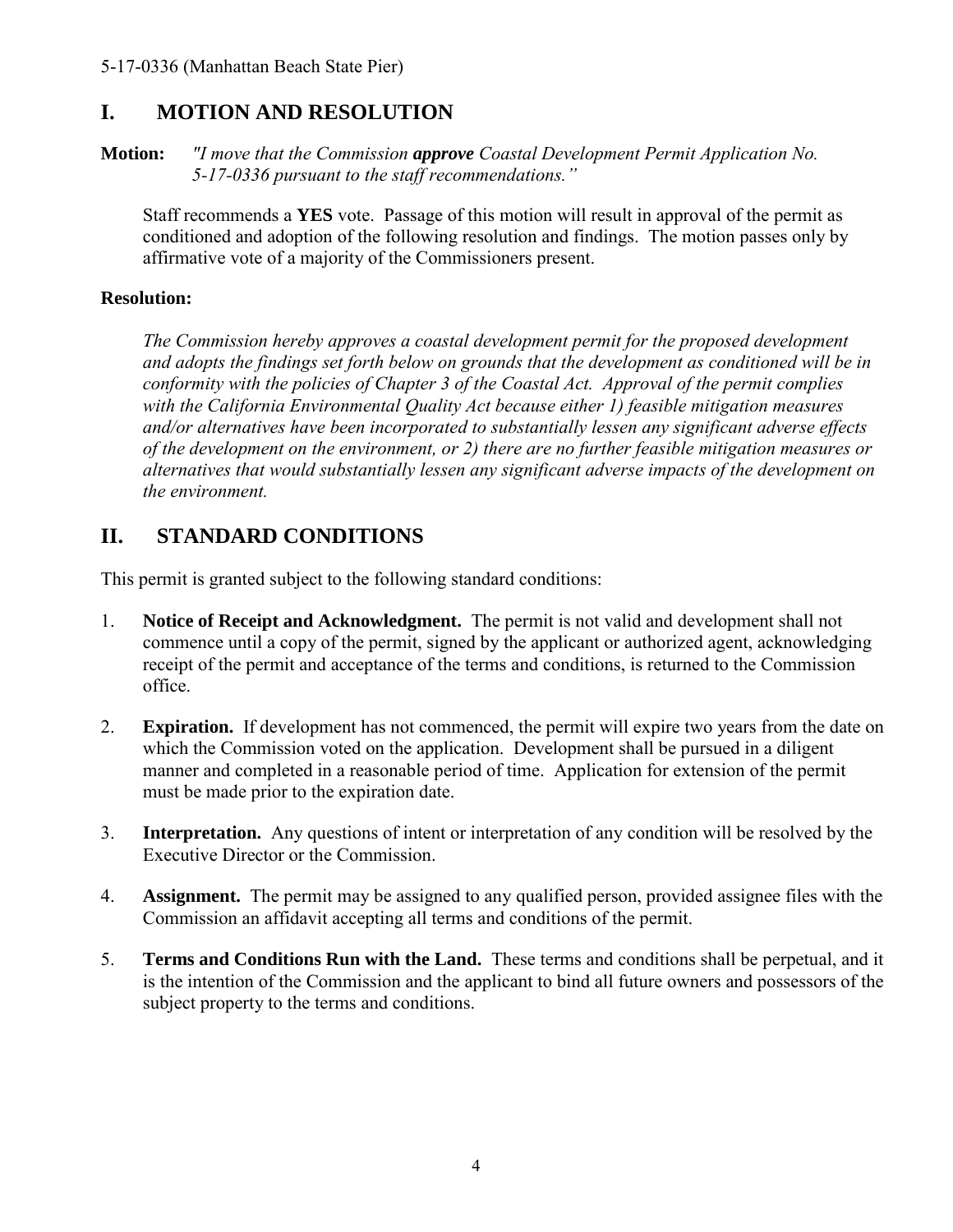## I. MOTION AND RESOLUTION

**Motion:** *"I move that the Commission* ***approve*** *Coastal Development Permit Application No. 5-17-0336 pursuant to the staff recommendations."*

Staff recommends a **YES** vote. Passage of this motion will result in approval of the permit as conditioned and adoption of the following resolution and findings. The motion passes only by affirmative vote of a majority of the Commissioners present.

**Resolution:**

*The Commission hereby approves a coastal development permit for the proposed development and adopts the findings set forth below on grounds that the development as conditioned will be in conformity with the policies of Chapter 3 of the Coastal Act. Approval of the permit complies with the California Environmental Quality Act because either 1) feasible mitigation measures and/or alternatives have been incorporated to substantially lessen any significant adverse effects of the development on the environment, or 2) there are no further feasible mitigation measures or alternatives that would substantially lessen any significant adverse impacts of the development on the environment.*

## II. STANDARD CONDITIONS

This permit is granted subject to the following standard conditions:

1. **Notice of Receipt and Acknowledgment.** The permit is not valid and development shall not commence until a copy of the permit, signed by the applicant or authorized agent, acknowledging receipt of the permit and acceptance of the terms and conditions, is returned to the Commission office.

2. **Expiration.** If development has not commenced, the permit will expire two years from the date on which the Commission voted on the application. Development shall be pursued in a diligent manner and completed in a reasonable period of time. Application for extension of the permit must be made prior to the expiration date.

3. **Interpretation.** Any questions of intent or interpretation of any condition will be resolved by the Executive Director or the Commission.

4. **Assignment.** The permit may be assigned to any qualified person, provided assignee files with the Commission an affidavit accepting all terms and conditions of the permit.

5. **Terms and Conditions Run with the Land.** These terms and conditions shall be perpetual, and it is the intention of the Commission and the applicant to bind all future owners and possessors of the subject property to the terms and conditions.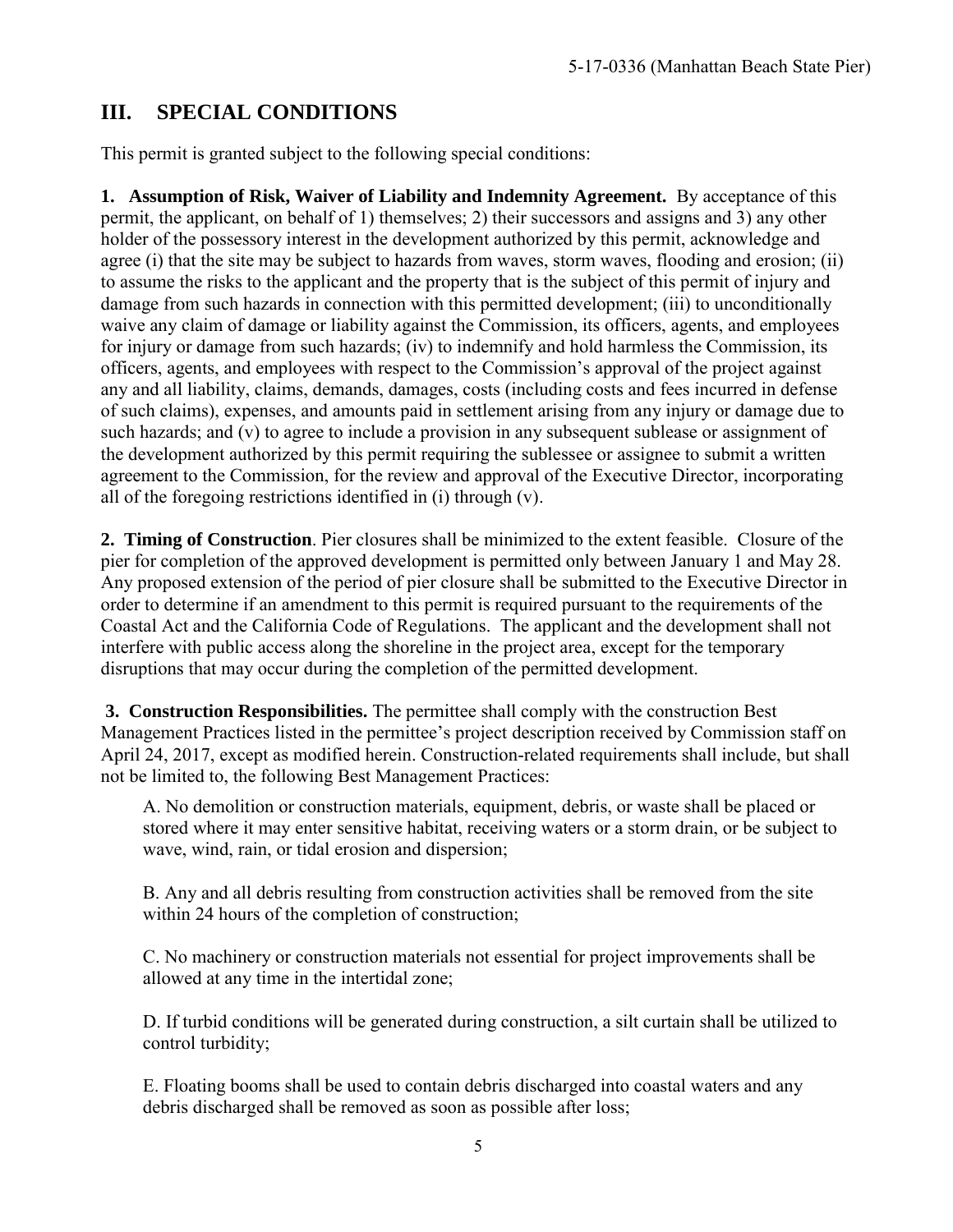## III. SPECIAL CONDITIONS

This permit is granted subject to the following special conditions:

**1. Assumption of Risk, Waiver of Liability and Indemnity Agreement.** By acceptance of this permit, the applicant, on behalf of 1) themselves; 2) their successors and assigns and 3) any other holder of the possessory interest in the development authorized by this permit, acknowledge and agree (i) that the site may be subject to hazards from waves, storm waves, flooding and erosion; (ii) to assume the risks to the applicant and the property that is the subject of this permit of injury and damage from such hazards in connection with this permitted development; (iii) to unconditionally waive any claim of damage or liability against the Commission, its officers, agents, and employees for injury or damage from such hazards; (iv) to indemnify and hold harmless the Commission, its officers, agents, and employees with respect to the Commission's approval of the project against any and all liability, claims, demands, damages, costs (including costs and fees incurred in defense of such claims), expenses, and amounts paid in settlement arising from any injury or damage due to such hazards; and (v) to agree to include a provision in any subsequent sublease or assignment of the development authorized by this permit requiring the sublessee or assignee to submit a written agreement to the Commission, for the review and approval of the Executive Director, incorporating all of the foregoing restrictions identified in (i) through (v).

**2. Timing of Construction**. Pier closures shall be minimized to the extent feasible. Closure of the pier for completion of the approved development is permitted only between January 1 and May 28. Any proposed extension of the period of pier closure shall be submitted to the Executive Director in order to determine if an amendment to this permit is required pursuant to the requirements of the Coastal Act and the California Code of Regulations. The applicant and the development shall not interfere with public access along the shoreline in the project area, except for the temporary disruptions that may occur during the completion of the permitted development.

**3. Construction Responsibilities.** The permittee shall comply with the construction Best Management Practices listed in the permittee's project description received by Commission staff on April 24, 2017, except as modified herein. Construction-related requirements shall include, but shall not be limited to, the following Best Management Practices:

A. No demolition or construction materials, equipment, debris, or waste shall be placed or stored where it may enter sensitive habitat, receiving waters or a storm drain, or be subject to wave, wind, rain, or tidal erosion and dispersion;

B. Any and all debris resulting from construction activities shall be removed from the site within 24 hours of the completion of construction;

C. No machinery or construction materials not essential for project improvements shall be allowed at any time in the intertidal zone;

D. If turbid conditions will be generated during construction, a silt curtain shall be utilized to control turbidity;

E. Floating booms shall be used to contain debris discharged into coastal waters and any debris discharged shall be removed as soon as possible after loss;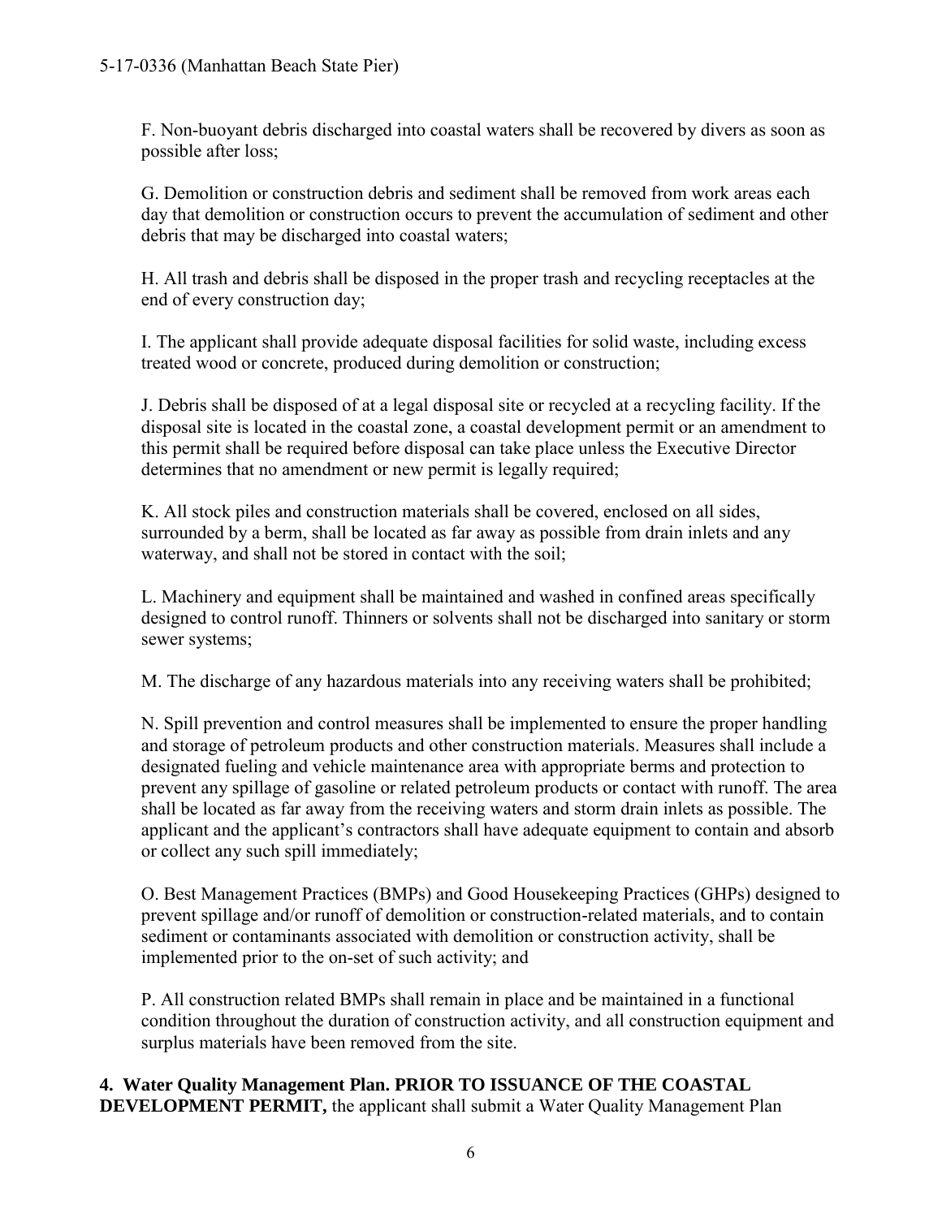F. Non-buoyant debris discharged into coastal waters shall be recovered by divers as soon as possible after loss;

G. Demolition or construction debris and sediment shall be removed from work areas each day that demolition or construction occurs to prevent the accumulation of sediment and other debris that may be discharged into coastal waters;

H. All trash and debris shall be disposed in the proper trash and recycling receptacles at the end of every construction day;

I. The applicant shall provide adequate disposal facilities for solid waste, including excess treated wood or concrete, produced during demolition or construction;

J. Debris shall be disposed of at a legal disposal site or recycled at a recycling facility. If the disposal site is located in the coastal zone, a coastal development permit or an amendment to this permit shall be required before disposal can take place unless the Executive Director determines that no amendment or new permit is legally required;

K. All stock piles and construction materials shall be covered, enclosed on all sides, surrounded by a berm, shall be located as far away as possible from drain inlets and any waterway, and shall not be stored in contact with the soil;

L. Machinery and equipment shall be maintained and washed in confined areas specifically designed to control runoff. Thinners or solvents shall not be discharged into sanitary or storm sewer systems;

M. The discharge of any hazardous materials into any receiving waters shall be prohibited;

N. Spill prevention and control measures shall be implemented to ensure the proper handling and storage of petroleum products and other construction materials. Measures shall include a designated fueling and vehicle maintenance area with appropriate berms and protection to prevent any spillage of gasoline or related petroleum products or contact with runoff. The area shall be located as far away from the receiving waters and storm drain inlets as possible. The applicant and the applicant's contractors shall have adequate equipment to contain and absorb or collect any such spill immediately;

O. Best Management Practices (BMPs) and Good Housekeeping Practices (GHPs) designed to prevent spillage and/or runoff of demolition or construction-related materials, and to contain sediment or contaminants associated with demolition or construction activity, shall be implemented prior to the on-set of such activity; and

P. All construction related BMPs shall remain in place and be maintained in a functional condition throughout the duration of construction activity, and all construction equipment and surplus materials have been removed from the site.

**4. Water Quality Management Plan. PRIOR TO ISSUANCE OF THE COASTAL DEVELOPMENT PERMIT,** the applicant shall submit a Water Quality Management Plan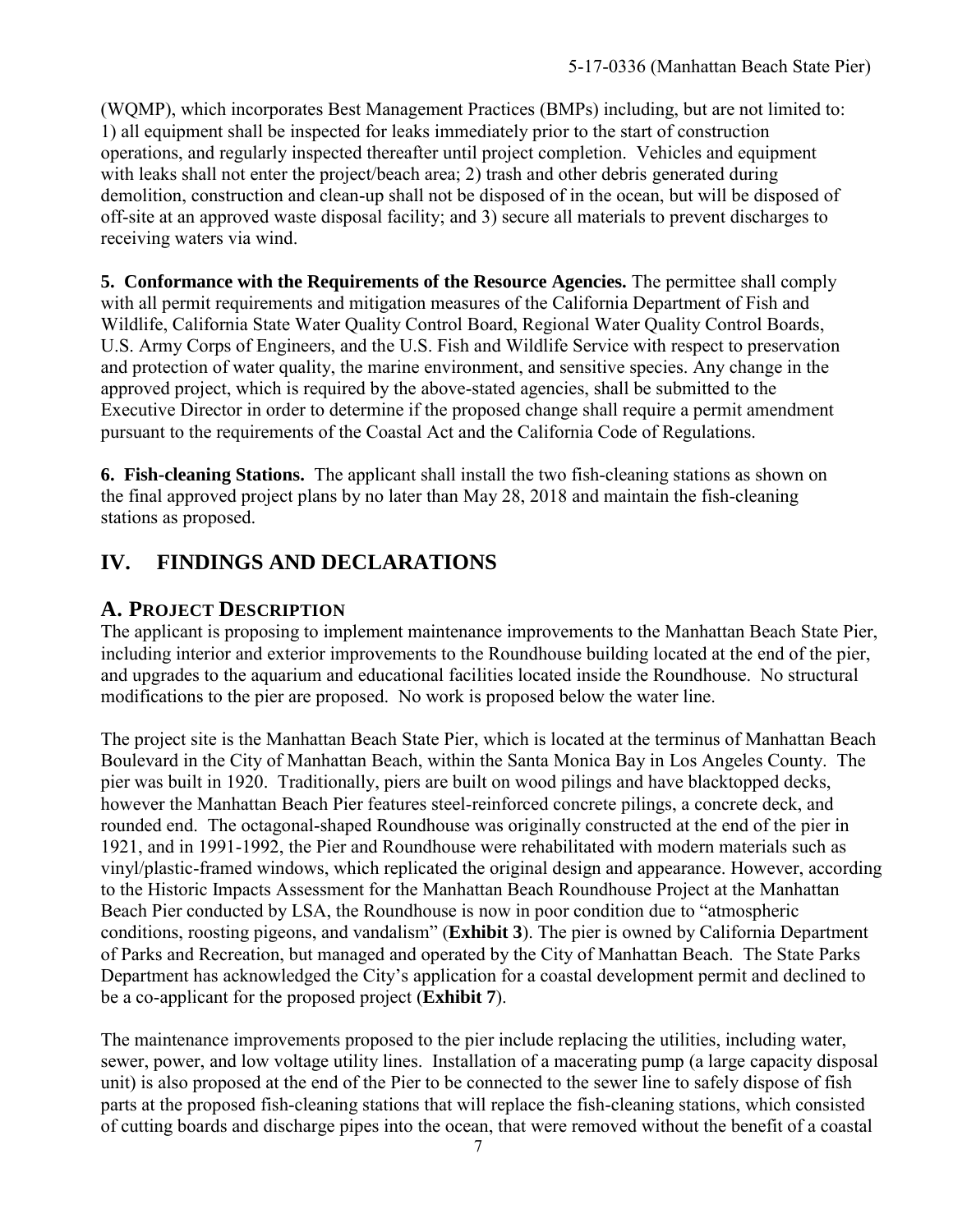(WQMP), which incorporates Best Management Practices (BMPs) including, but are not limited to: 1) all equipment shall be inspected for leaks immediately prior to the start of construction operations, and regularly inspected thereafter until project completion. Vehicles and equipment with leaks shall not enter the project/beach area; 2) trash and other debris generated during demolition, construction and clean-up shall not be disposed of in the ocean, but will be disposed of off-site at an approved waste disposal facility; and 3) secure all materials to prevent discharges to receiving waters via wind.

**5. Conformance with the Requirements of the Resource Agencies.** The permittee shall comply with all permit requirements and mitigation measures of the California Department of Fish and Wildlife, California State Water Quality Control Board, Regional Water Quality Control Boards, U.S. Army Corps of Engineers, and the U.S. Fish and Wildlife Service with respect to preservation and protection of water quality, the marine environment, and sensitive species. Any change in the approved project, which is required by the above-stated agencies, shall be submitted to the Executive Director in order to determine if the proposed change shall require a permit amendment pursuant to the requirements of the Coastal Act and the California Code of Regulations.

**6. Fish-cleaning Stations.** The applicant shall install the two fish-cleaning stations as shown on the final approved project plans by no later than May 28, 2018 and maintain the fish-cleaning stations as proposed.

# IV. FINDINGS AND DECLARATIONS

## A. PROJECT DESCRIPTION

The applicant is proposing to implement maintenance improvements to the Manhattan Beach State Pier, including interior and exterior improvements to the Roundhouse building located at the end of the pier, and upgrades to the aquarium and educational facilities located inside the Roundhouse. No structural modifications to the pier are proposed. No work is proposed below the water line.

The project site is the Manhattan Beach State Pier, which is located at the terminus of Manhattan Beach Boulevard in the City of Manhattan Beach, within the Santa Monica Bay in Los Angeles County. The pier was built in 1920. Traditionally, piers are built on wood pilings and have blacktopped decks, however the Manhattan Beach Pier features steel-reinforced concrete pilings, a concrete deck, and rounded end. The octagonal-shaped Roundhouse was originally constructed at the end of the pier in 1921, and in 1991-1992, the Pier and Roundhouse were rehabilitated with modern materials such as vinyl/plastic-framed windows, which replicated the original design and appearance. However, according to the Historic Impacts Assessment for the Manhattan Beach Roundhouse Project at the Manhattan Beach Pier conducted by LSA, the Roundhouse is now in poor condition due to "atmospheric conditions, roosting pigeons, and vandalism" (**Exhibit 3**). The pier is owned by California Department of Parks and Recreation, but managed and operated by the City of Manhattan Beach. The State Parks Department has acknowledged the City's application for a coastal development permit and declined to be a co-applicant for the proposed project (**Exhibit 7**).

The maintenance improvements proposed to the pier include replacing the utilities, including water, sewer, power, and low voltage utility lines. Installation of a macerating pump (a large capacity disposal unit) is also proposed at the end of the Pier to be connected to the sewer line to safely dispose of fish parts at the proposed fish-cleaning stations that will replace the fish-cleaning stations, which consisted of cutting boards and discharge pipes into the ocean, that were removed without the benefit of a coastal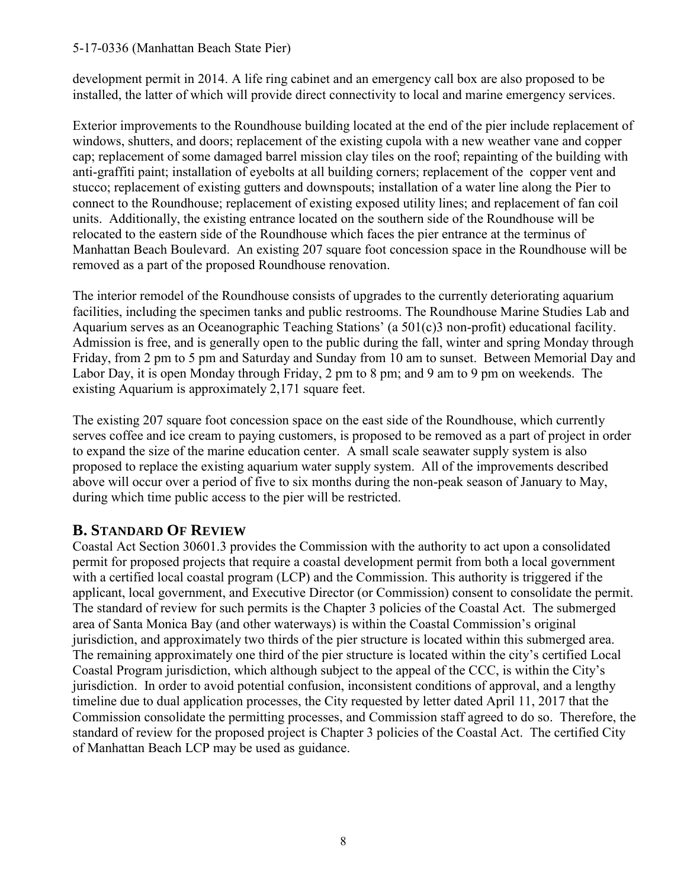development permit in 2014. A life ring cabinet and an emergency call box are also proposed to be installed, the latter of which will provide direct connectivity to local and marine emergency services.

Exterior improvements to the Roundhouse building located at the end of the pier include replacement of windows, shutters, and doors; replacement of the existing cupola with a new weather vane and copper cap; replacement of some damaged barrel mission clay tiles on the roof; repainting of the building with anti-graffiti paint; installation of eyebolts at all building corners; replacement of the copper vent and stucco; replacement of existing gutters and downspouts; installation of a water line along the Pier to connect to the Roundhouse; replacement of existing exposed utility lines; and replacement of fan coil units. Additionally, the existing entrance located on the southern side of the Roundhouse will be relocated to the eastern side of the Roundhouse which faces the pier entrance at the terminus of Manhattan Beach Boulevard. An existing 207 square foot concession space in the Roundhouse will be removed as a part of the proposed Roundhouse renovation.

The interior remodel of the Roundhouse consists of upgrades to the currently deteriorating aquarium facilities, including the specimen tanks and public restrooms. The Roundhouse Marine Studies Lab and Aquarium serves as an Oceanographic Teaching Stations' (a 501(c)3 non-profit) educational facility. Admission is free, and is generally open to the public during the fall, winter and spring Monday through Friday, from 2 pm to 5 pm and Saturday and Sunday from 10 am to sunset. Between Memorial Day and Labor Day, it is open Monday through Friday, 2 pm to 8 pm; and 9 am to 9 pm on weekends. The existing Aquarium is approximately 2,171 square feet.

The existing 207 square foot concession space on the east side of the Roundhouse, which currently serves coffee and ice cream to paying customers, is proposed to be removed as a part of project in order to expand the size of the marine education center. A small scale seawater supply system is also proposed to replace the existing aquarium water supply system. All of the improvements described above will occur over a period of five to six months during the non-peak season of January to May, during which time public access to the pier will be restricted.

## B. Standard Of Review

Coastal Act Section 30601.3 provides the Commission with the authority to act upon a consolidated permit for proposed projects that require a coastal development permit from both a local government with a certified local coastal program (LCP) and the Commission. This authority is triggered if the applicant, local government, and Executive Director (or Commission) consent to consolidate the permit. The standard of review for such permits is the Chapter 3 policies of the Coastal Act. The submerged area of Santa Monica Bay (and other waterways) is within the Coastal Commission's original jurisdiction, and approximately two thirds of the pier structure is located within this submerged area. The remaining approximately one third of the pier structure is located within the city's certified Local Coastal Program jurisdiction, which although subject to the appeal of the CCC, is within the City's jurisdiction. In order to avoid potential confusion, inconsistent conditions of approval, and a lengthy timeline due to dual application processes, the City requested by letter dated April 11, 2017 that the Commission consolidate the permitting processes, and Commission staff agreed to do so. Therefore, the standard of review for the proposed project is Chapter 3 policies of the Coastal Act. The certified City of Manhattan Beach LCP may be used as guidance.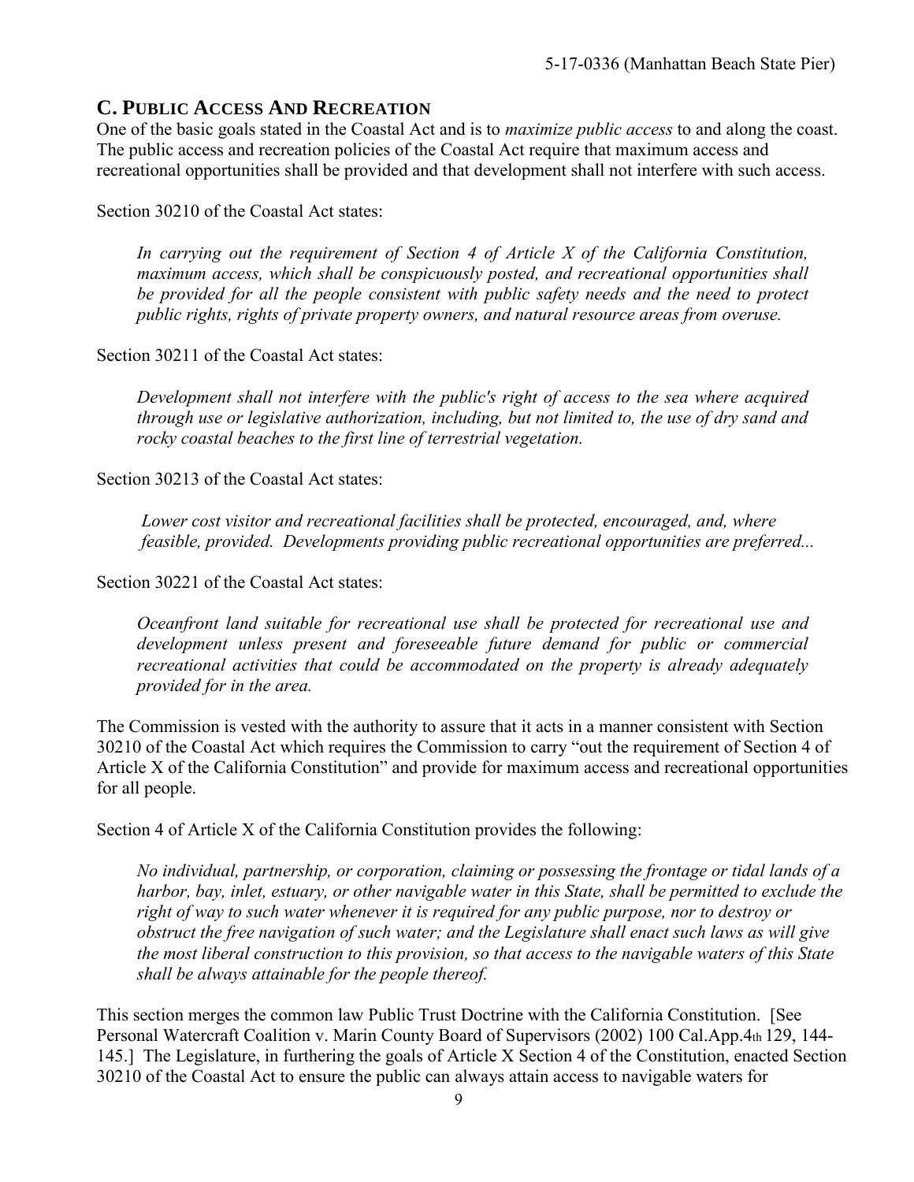## C. Public Access and Recreation

One of the basic goals stated in the Coastal Act and is to *maximize public access* to and along the coast. The public access and recreation policies of the Coastal Act require that maximum access and recreational opportunities shall be provided and that development shall not interfere with such access.

Section 30210 of the Coastal Act states:

> *In carrying out the requirement of Section 4 of Article X of the California Constitution, maximum access, which shall be conspicuously posted, and recreational opportunities shall be provided for all the people consistent with public safety needs and the need to protect public rights, rights of private property owners, and natural resource areas from overuse.*

Section 30211 of the Coastal Act states:

> *Development shall not interfere with the public's right of access to the sea where acquired through use or legislative authorization, including, but not limited to, the use of dry sand and rocky coastal beaches to the first line of terrestrial vegetation.*

Section 30213 of the Coastal Act states:

> *Lower cost visitor and recreational facilities shall be protected, encouraged, and, where feasible, provided. Developments providing public recreational opportunities are preferred...*

Section 30221 of the Coastal Act states:

> *Oceanfront land suitable for recreational use shall be protected for recreational use and development unless present and foreseeable future demand for public or commercial recreational activities that could be accommodated on the property is already adequately provided for in the area.*

The Commission is vested with the authority to assure that it acts in a manner consistent with Section 30210 of the Coastal Act which requires the Commission to carry "out the requirement of Section 4 of Article X of the California Constitution" and provide for maximum access and recreational opportunities for all people.

Section 4 of Article X of the California Constitution provides the following:

> *No individual, partnership, or corporation, claiming or possessing the frontage or tidal lands of a harbor, bay, inlet, estuary, or other navigable water in this State, shall be permitted to exclude the right of way to such water whenever it is required for any public purpose, nor to destroy or obstruct the free navigation of such water; and the Legislature shall enact such laws as will give the most liberal construction to this provision, so that access to the navigable waters of this State shall be always attainable for the people thereof.*

This section merges the common law Public Trust Doctrine with the California Constitution. [See Personal Watercraft Coalition v. Marin County Board of Supervisors (2002) 100 Cal.App.4th 129, 144-145.] The Legislature, in furthering the goals of Article X Section 4 of the Constitution, enacted Section 30210 of the Coastal Act to ensure the public can always attain access to navigable waters for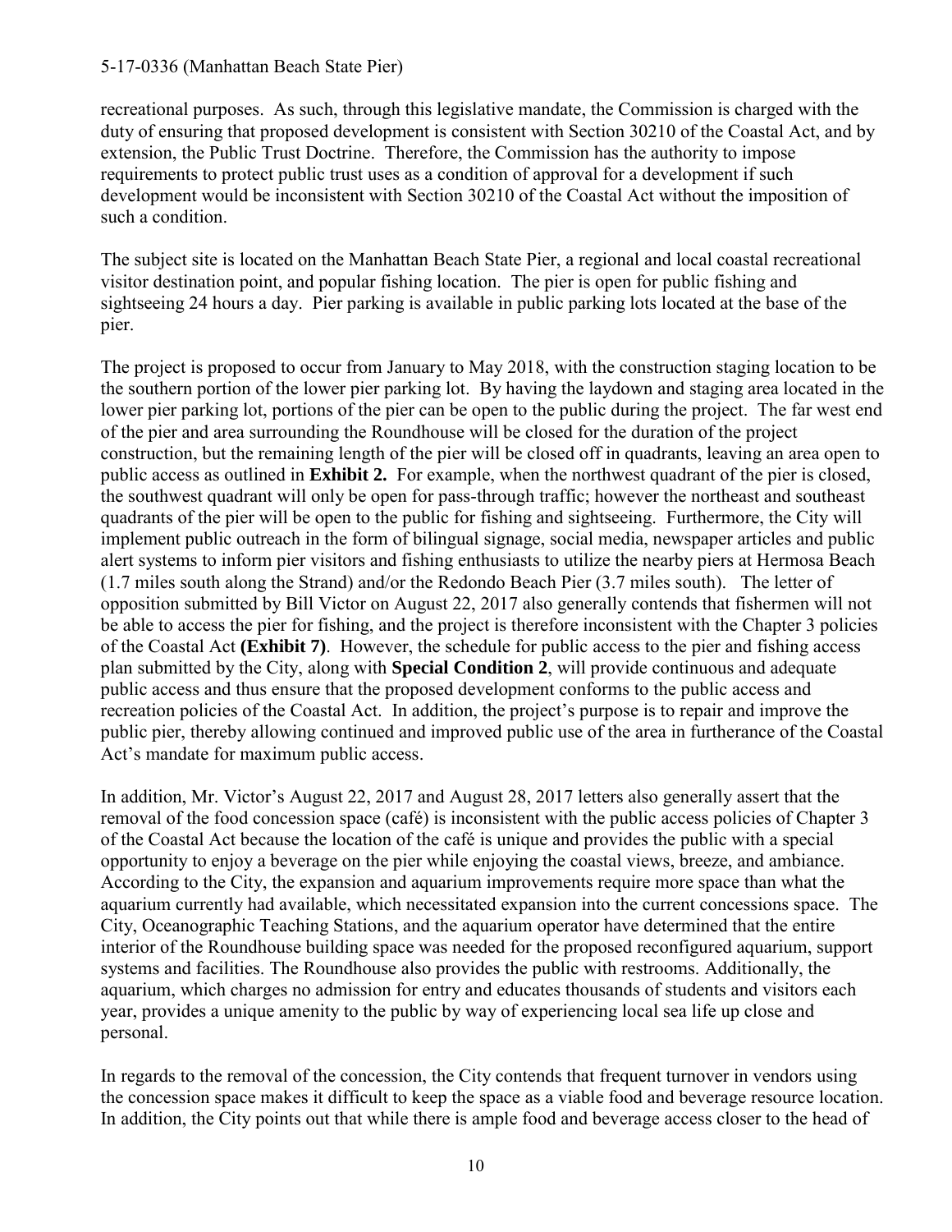recreational purposes. As such, through this legislative mandate, the Commission is charged with the duty of ensuring that proposed development is consistent with Section 30210 of the Coastal Act, and by extension, the Public Trust Doctrine. Therefore, the Commission has the authority to impose requirements to protect public trust uses as a condition of approval for a development if such development would be inconsistent with Section 30210 of the Coastal Act without the imposition of such a condition.

The subject site is located on the Manhattan Beach State Pier, a regional and local coastal recreational visitor destination point, and popular fishing location. The pier is open for public fishing and sightseeing 24 hours a day. Pier parking is available in public parking lots located at the base of the pier.

The project is proposed to occur from January to May 2018, with the construction staging location to be the southern portion of the lower pier parking lot. By having the laydown and staging area located in the lower pier parking lot, portions of the pier can be open to the public during the project. The far west end of the pier and area surrounding the Roundhouse will be closed for the duration of the project construction, but the remaining length of the pier will be closed off in quadrants, leaving an area open to public access as outlined in **Exhibit 2.** For example, when the northwest quadrant of the pier is closed, the southwest quadrant will only be open for pass-through traffic; however the northeast and southeast quadrants of the pier will be open to the public for fishing and sightseeing. Furthermore, the City will implement public outreach in the form of bilingual signage, social media, newspaper articles and public alert systems to inform pier visitors and fishing enthusiasts to utilize the nearby piers at Hermosa Beach (1.7 miles south along the Strand) and/or the Redondo Beach Pier (3.7 miles south). The letter of opposition submitted by Bill Victor on August 22, 2017 also generally contends that fishermen will not be able to access the pier for fishing, and the project is therefore inconsistent with the Chapter 3 policies of the Coastal Act **(Exhibit 7)**. However, the schedule for public access to the pier and fishing access plan submitted by the City, along with **Special Condition 2**, will provide continuous and adequate public access and thus ensure that the proposed development conforms to the public access and recreation policies of the Coastal Act. In addition, the project's purpose is to repair and improve the public pier, thereby allowing continued and improved public use of the area in furtherance of the Coastal Act's mandate for maximum public access.

In addition, Mr. Victor's August 22, 2017 and August 28, 2017 letters also generally assert that the removal of the food concession space (café) is inconsistent with the public access policies of Chapter 3 of the Coastal Act because the location of the café is unique and provides the public with a special opportunity to enjoy a beverage on the pier while enjoying the coastal views, breeze, and ambiance. According to the City, the expansion and aquarium improvements require more space than what the aquarium currently had available, which necessitated expansion into the current concessions space. The City, Oceanographic Teaching Stations, and the aquarium operator have determined that the entire interior of the Roundhouse building space was needed for the proposed reconfigured aquarium, support systems and facilities. The Roundhouse also provides the public with restrooms. Additionally, the aquarium, which charges no admission for entry and educates thousands of students and visitors each year, provides a unique amenity to the public by way of experiencing local sea life up close and personal.

In regards to the removal of the concession, the City contends that frequent turnover in vendors using the concession space makes it difficult to keep the space as a viable food and beverage resource location. In addition, the City points out that while there is ample food and beverage access closer to the head of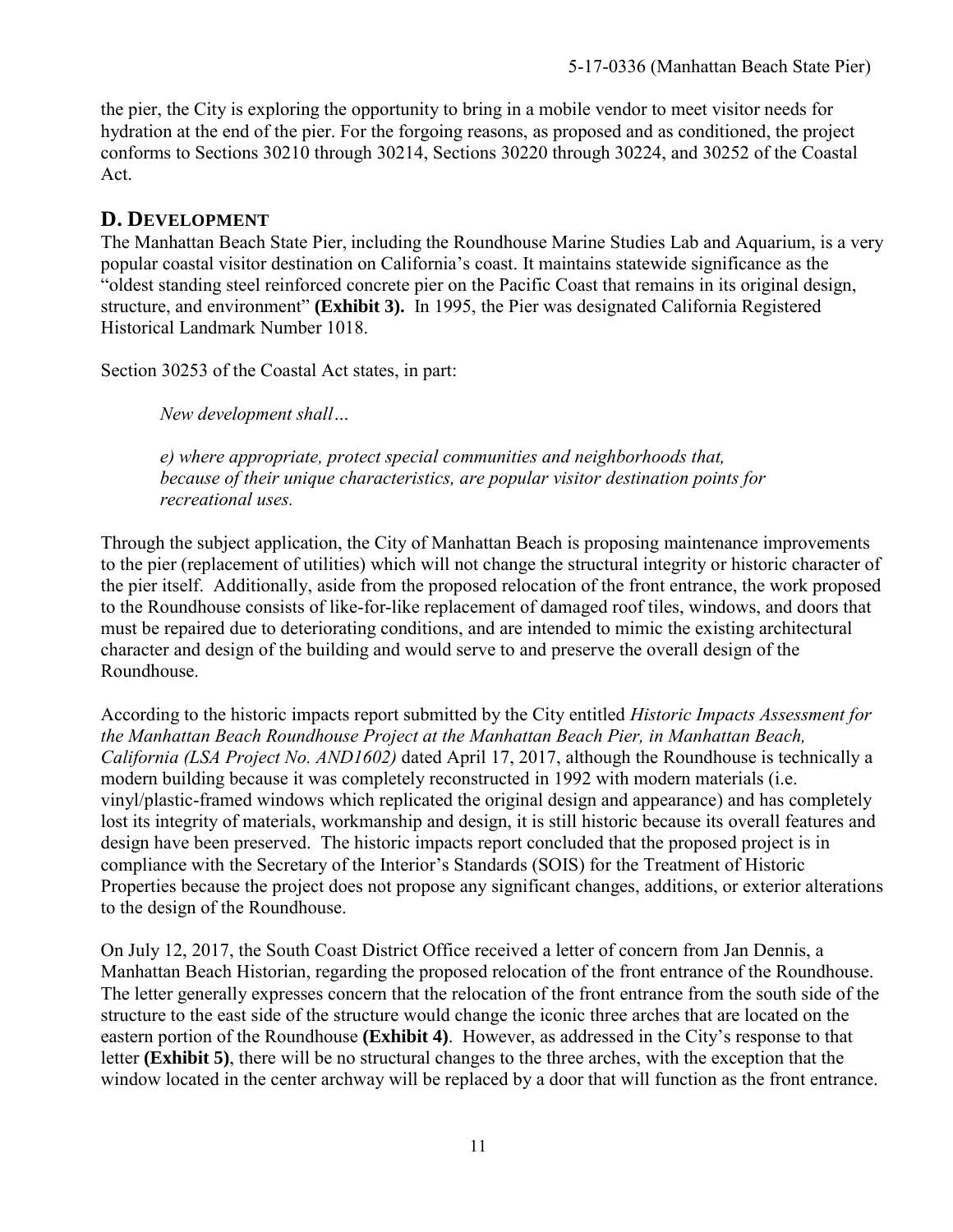the pier, the City is exploring the opportunity to bring in a mobile vendor to meet visitor needs for hydration at the end of the pier. For the forgoing reasons, as proposed and as conditioned, the project conforms to Sections 30210 through 30214, Sections 30220 through 30224, and 30252 of the Coastal Act.

## D. DEVELOPMENT

The Manhattan Beach State Pier, including the Roundhouse Marine Studies Lab and Aquarium, is a very popular coastal visitor destination on California's coast. It maintains statewide significance as the "oldest standing steel reinforced concrete pier on the Pacific Coast that remains in its original design, structure, and environment" **(Exhibit 3).** In 1995, the Pier was designated California Registered Historical Landmark Number 1018.

Section 30253 of the Coastal Act states, in part:

> *New development shall…*
>
> *e) where appropriate, protect special communities and neighborhoods that, because of their unique characteristics, are popular visitor destination points for recreational uses.*

Through the subject application, the City of Manhattan Beach is proposing maintenance improvements to the pier (replacement of utilities) which will not change the structural integrity or historic character of the pier itself. Additionally, aside from the proposed relocation of the front entrance, the work proposed to the Roundhouse consists of like-for-like replacement of damaged roof tiles, windows, and doors that must be repaired due to deteriorating conditions, and are intended to mimic the existing architectural character and design of the building and would serve to and preserve the overall design of the Roundhouse.

According to the historic impacts report submitted by the City entitled *Historic Impacts Assessment for the Manhattan Beach Roundhouse Project at the Manhattan Beach Pier, in Manhattan Beach, California (LSA Project No. AND1602)* dated April 17, 2017, although the Roundhouse is technically a modern building because it was completely reconstructed in 1992 with modern materials (i.e. vinyl/plastic-framed windows which replicated the original design and appearance) and has completely lost its integrity of materials, workmanship and design, it is still historic because its overall features and design have been preserved. The historic impacts report concluded that the proposed project is in compliance with the Secretary of the Interior's Standards (SOIS) for the Treatment of Historic Properties because the project does not propose any significant changes, additions, or exterior alterations to the design of the Roundhouse.

On July 12, 2017, the South Coast District Office received a letter of concern from Jan Dennis, a Manhattan Beach Historian, regarding the proposed relocation of the front entrance of the Roundhouse. The letter generally expresses concern that the relocation of the front entrance from the south side of the structure to the east side of the structure would change the iconic three arches that are located on the eastern portion of the Roundhouse **(Exhibit 4)**. However, as addressed in the City's response to that letter **(Exhibit 5)**, there will be no structural changes to the three arches, with the exception that the window located in the center archway will be replaced by a door that will function as the front entrance.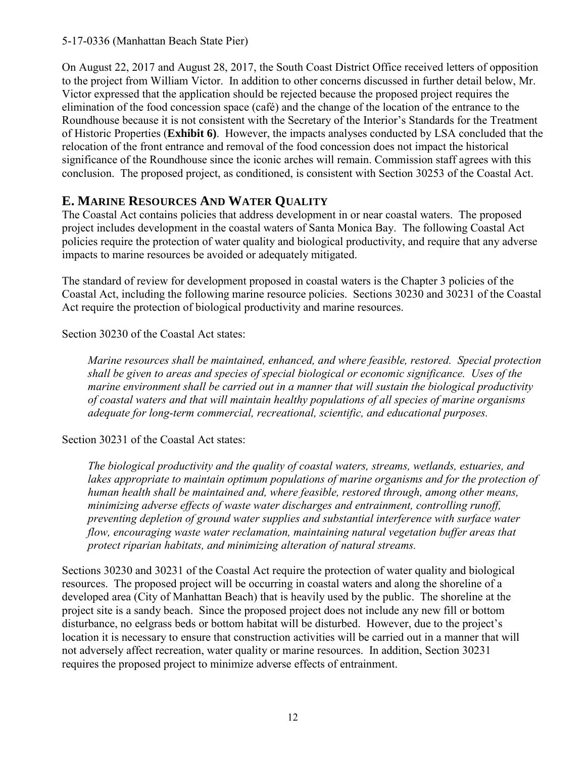On August 22, 2017 and August 28, 2017, the South Coast District Office received letters of opposition to the project from William Victor. In addition to other concerns discussed in further detail below, Mr. Victor expressed that the application should be rejected because the proposed project requires the elimination of the food concession space (café) and the change of the location of the entrance to the Roundhouse because it is not consistent with the Secretary of the Interior's Standards for the Treatment of Historic Properties (**Exhibit 6)**. However, the impacts analyses conducted by LSA concluded that the relocation of the front entrance and removal of the food concession does not impact the historical significance of the Roundhouse since the iconic arches will remain. Commission staff agrees with this conclusion. The proposed project, as conditioned, is consistent with Section 30253 of the Coastal Act.

## E. MARINE RESOURCES AND WATER QUALITY

The Coastal Act contains policies that address development in or near coastal waters. The proposed project includes development in the coastal waters of Santa Monica Bay. The following Coastal Act policies require the protection of water quality and biological productivity, and require that any adverse impacts to marine resources be avoided or adequately mitigated.

The standard of review for development proposed in coastal waters is the Chapter 3 policies of the Coastal Act, including the following marine resource policies. Sections 30230 and 30231 of the Coastal Act require the protection of biological productivity and marine resources.

Section 30230 of the Coastal Act states:

> *Marine resources shall be maintained, enhanced, and where feasible, restored. Special protection shall be given to areas and species of special biological or economic significance. Uses of the marine environment shall be carried out in a manner that will sustain the biological productivity of coastal waters and that will maintain healthy populations of all species of marine organisms adequate for long-term commercial, recreational, scientific, and educational purposes.*

Section 30231 of the Coastal Act states:

> *The biological productivity and the quality of coastal waters, streams, wetlands, estuaries, and lakes appropriate to maintain optimum populations of marine organisms and for the protection of human health shall be maintained and, where feasible, restored through, among other means, minimizing adverse effects of waste water discharges and entrainment, controlling runoff, preventing depletion of ground water supplies and substantial interference with surface water flow, encouraging waste water reclamation, maintaining natural vegetation buffer areas that protect riparian habitats, and minimizing alteration of natural streams.*

Sections 30230 and 30231 of the Coastal Act require the protection of water quality and biological resources. The proposed project will be occurring in coastal waters and along the shoreline of a developed area (City of Manhattan Beach) that is heavily used by the public. The shoreline at the project site is a sandy beach. Since the proposed project does not include any new fill or bottom disturbance, no eelgrass beds or bottom habitat will be disturbed. However, due to the project's location it is necessary to ensure that construction activities will be carried out in a manner that will not adversely affect recreation, water quality or marine resources. In addition, Section 30231 requires the proposed project to minimize adverse effects of entrainment.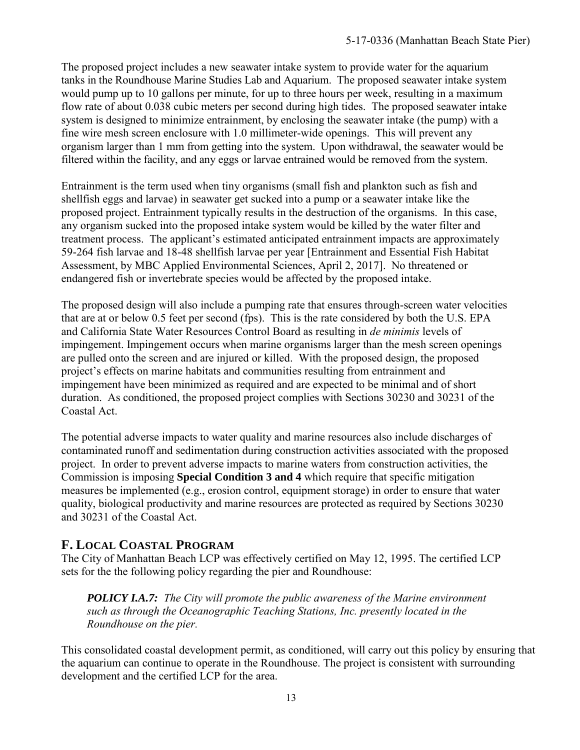The proposed project includes a new seawater intake system to provide water for the aquarium tanks in the Roundhouse Marine Studies Lab and Aquarium. The proposed seawater intake system would pump up to 10 gallons per minute, for up to three hours per week, resulting in a maximum flow rate of about 0.038 cubic meters per second during high tides. The proposed seawater intake system is designed to minimize entrainment, by enclosing the seawater intake (the pump) with a fine wire mesh screen enclosure with 1.0 millimeter-wide openings. This will prevent any organism larger than 1 mm from getting into the system. Upon withdrawal, the seawater would be filtered within the facility, and any eggs or larvae entrained would be removed from the system.

Entrainment is the term used when tiny organisms (small fish and plankton such as fish and shellfish eggs and larvae) in seawater get sucked into a pump or a seawater intake like the proposed project. Entrainment typically results in the destruction of the organisms. In this case, any organism sucked into the proposed intake system would be killed by the water filter and treatment process. The applicant's estimated anticipated entrainment impacts are approximately 59-264 fish larvae and 18-48 shellfish larvae per year [Entrainment and Essential Fish Habitat Assessment, by MBC Applied Environmental Sciences, April 2, 2017]. No threatened or endangered fish or invertebrate species would be affected by the proposed intake.

The proposed design will also include a pumping rate that ensures through-screen water velocities that are at or below 0.5 feet per second (fps). This is the rate considered by both the U.S. EPA and California State Water Resources Control Board as resulting in *de minimis* levels of impingement. Impingement occurs when marine organisms larger than the mesh screen openings are pulled onto the screen and are injured or killed. With the proposed design, the proposed project's effects on marine habitats and communities resulting from entrainment and impingement have been minimized as required and are expected to be minimal and of short duration. As conditioned, the proposed project complies with Sections 30230 and 30231 of the Coastal Act.

The potential adverse impacts to water quality and marine resources also include discharges of contaminated runoff and sedimentation during construction activities associated with the proposed project. In order to prevent adverse impacts to marine waters from construction activities, the Commission is imposing **Special Condition 3 and 4** which require that specific mitigation measures be implemented (e.g., erosion control, equipment storage) in order to ensure that water quality, biological productivity and marine resources are protected as required by Sections 30230 and 30231 of the Coastal Act.

## F. LOCAL COASTAL PROGRAM

The City of Manhattan Beach LCP was effectively certified on May 12, 1995. The certified LCP sets for the the following policy regarding the pier and Roundhouse:

> ***POLICY I.A.7:*** *The City will promote the public awareness of the Marine environment such as through the Oceanographic Teaching Stations, Inc. presently located in the Roundhouse on the pier.*

This consolidated coastal development permit, as conditioned, will carry out this policy by ensuring that the aquarium can continue to operate in the Roundhouse. The project is consistent with surrounding development and the certified LCP for the area.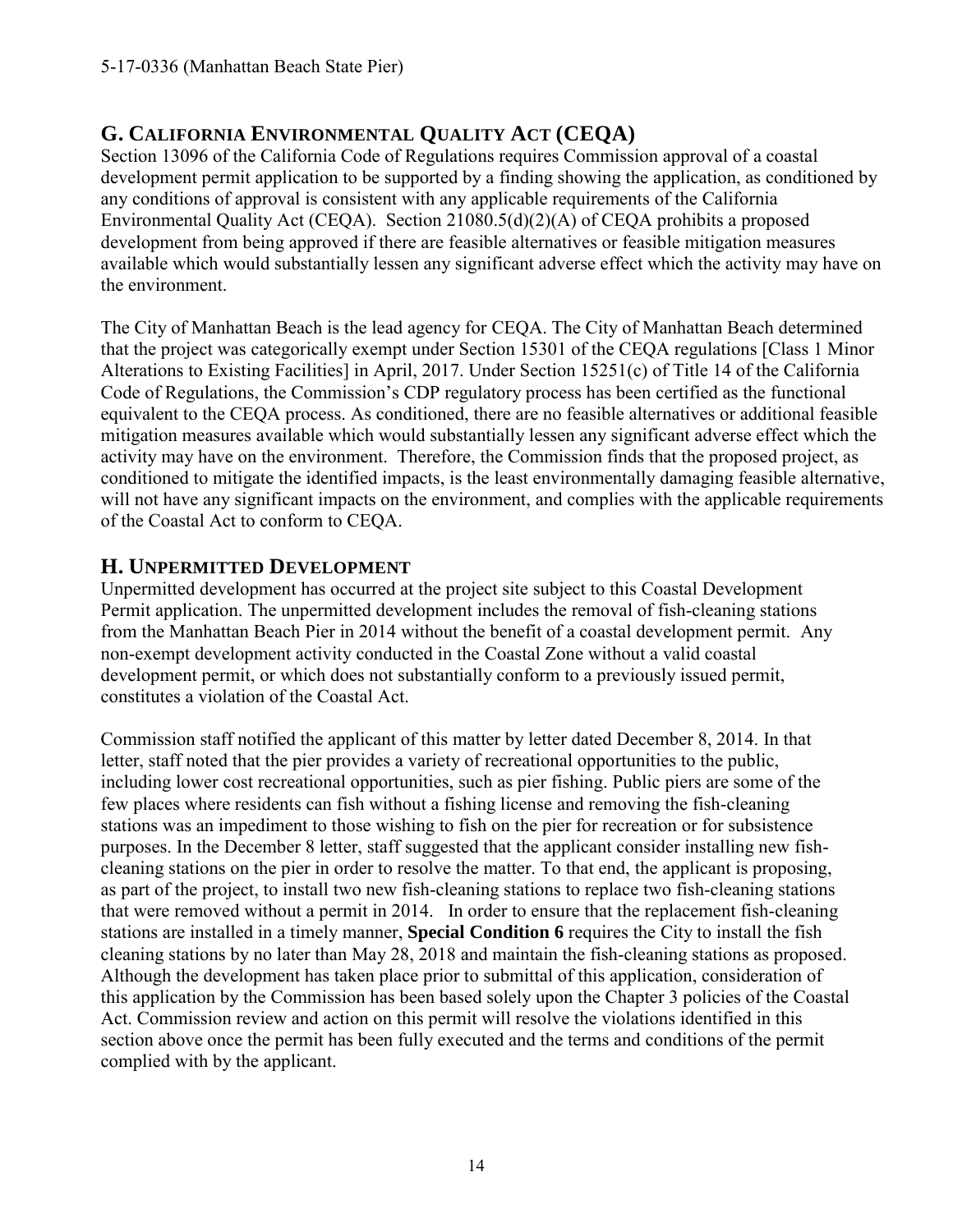## G. CALIFORNIA ENVIRONMENTAL QUALITY ACT (CEQA)

Section 13096 of the California Code of Regulations requires Commission approval of a coastal development permit application to be supported by a finding showing the application, as conditioned by any conditions of approval is consistent with any applicable requirements of the California Environmental Quality Act (CEQA). Section 21080.5(d)(2)(A) of CEQA prohibits a proposed development from being approved if there are feasible alternatives or feasible mitigation measures available which would substantially lessen any significant adverse effect which the activity may have on the environment.

The City of Manhattan Beach is the lead agency for CEQA. The City of Manhattan Beach determined that the project was categorically exempt under Section 15301 of the CEQA regulations [Class 1 Minor Alterations to Existing Facilities] in April, 2017. Under Section 15251(c) of Title 14 of the California Code of Regulations, the Commission's CDP regulatory process has been certified as the functional equivalent to the CEQA process. As conditioned, there are no feasible alternatives or additional feasible mitigation measures available which would substantially lessen any significant adverse effect which the activity may have on the environment. Therefore, the Commission finds that the proposed project, as conditioned to mitigate the identified impacts, is the least environmentally damaging feasible alternative, will not have any significant impacts on the environment, and complies with the applicable requirements of the Coastal Act to conform to CEQA.

## H. UNPERMITTED DEVELOPMENT

Unpermitted development has occurred at the project site subject to this Coastal Development Permit application. The unpermitted development includes the removal of fish-cleaning stations from the Manhattan Beach Pier in 2014 without the benefit of a coastal development permit. Any non-exempt development activity conducted in the Coastal Zone without a valid coastal development permit, or which does not substantially conform to a previously issued permit, constitutes a violation of the Coastal Act.

Commission staff notified the applicant of this matter by letter dated December 8, 2014. In that letter, staff noted that the pier provides a variety of recreational opportunities to the public, including lower cost recreational opportunities, such as pier fishing. Public piers are some of the few places where residents can fish without a fishing license and removing the fish-cleaning stations was an impediment to those wishing to fish on the pier for recreation or for subsistence purposes. In the December 8 letter, staff suggested that the applicant consider installing new fish-cleaning stations on the pier in order to resolve the matter. To that end, the applicant is proposing, as part of the project, to install two new fish-cleaning stations to replace two fish-cleaning stations that were removed without a permit in 2014. In order to ensure that the replacement fish-cleaning stations are installed in a timely manner, **Special Condition 6** requires the City to install the fish cleaning stations by no later than May 28, 2018 and maintain the fish-cleaning stations as proposed. Although the development has taken place prior to submittal of this application, consideration of this application by the Commission has been based solely upon the Chapter 3 policies of the Coastal Act. Commission review and action on this permit will resolve the violations identified in this section above once the permit has been fully executed and the terms and conditions of the permit complied with by the applicant.